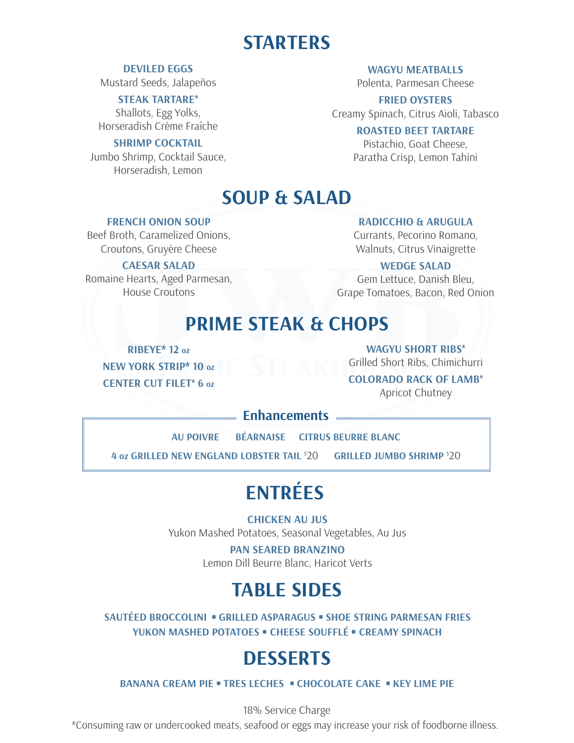# STARTERS

**DEVILED EGGS**
Mustard Seeds, Jalapeños

**STEAK TARTARE***
Shallots, Egg Yolks,
Horseradish Crème Fraîche

**SHRIMP COCKTAIL**
Jumbo Shrimp, Cocktail Sauce,
Horseradish, Lemon

**WAGYU MEATBALLS**
Polenta, Parmesan Cheese

**FRIED OYSTERS**
Creamy Spinach, Citrus Aioli, Tabasco

**ROASTED BEET TARTARE**
Pistachio, Goat Cheese,
Paratha Crisp, Lemon Tahini

# SOUP & SALAD

**FRENCH ONION SOUP**
Beef Broth, Caramelized Onions,
Croutons, Gruyère Cheese

**CAESAR SALAD**
Romaine Hearts, Aged Parmesan,
House Croutons

**RADICCHIO & ARUGULA**
Currants, Pecorino Romano,
Walnuts, Citrus Vinaigrette

**WEDGE SALAD**
Gem Lettuce, Danish Bleu,
Grape Tomatoes, Bacon, Red Onion

# PRIME STEAK & CHOPS

**RIBEYE* 12 oz**

**NEW YORK STRIP* 10 oz**

**CENTER CUT FILET* 6 oz**

**WAGYU SHORT RIBS***
Grilled Short Ribs, Chimichurri

**COLORADO RACK OF LAMB***
Apricot Chutney

## Enhancements

**AU POIVRE** **BÉARNAISE** **CITRUS BEURRE BLANC**

**4 oz GRILLED NEW ENGLAND LOBSTER TAIL** $20 **GRILLED JUMBO SHRIMP** $20

# ENTRÉES

**CHICKEN AU JUS**
Yukon Mashed Potatoes, Seasonal Vegetables, Au Jus

**PAN SEARED BRANZINO**
Lemon Dill Beurre Blanc, Haricot Verts

# TABLE SIDES

**SAUTÉED BROCCOLINI • GRILLED ASPARAGUS • SHOE STRING PARMESAN FRIES**
**YUKON MASHED POTATOES • CHEESE SOUFFLÉ • CREAMY SPINACH**

# DESSERTS

**BANANA CREAM PIE • TRES LECHES • CHOCOLATE CAKE • KEY LIME PIE**

18% Service Charge

*Consuming raw or undercooked meats, seafood or eggs may increase your risk of foodborne illness.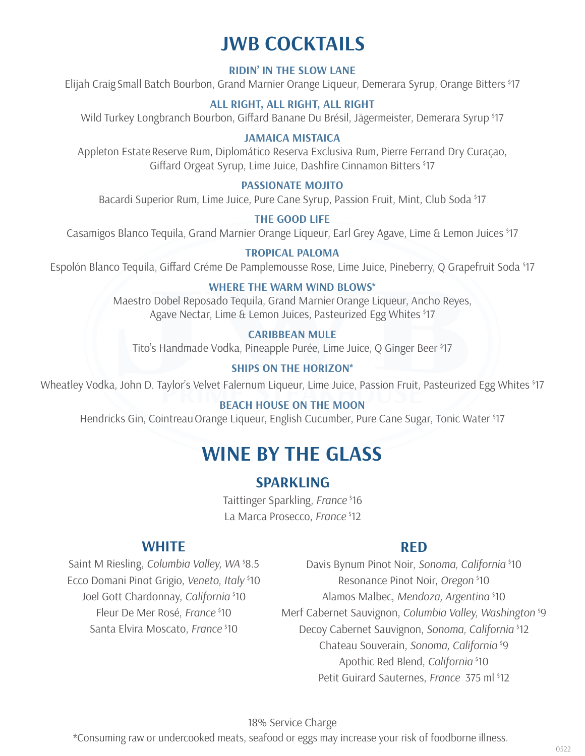# JWB COCKTAILS

### RIDIN' IN THE SLOW LANE

Elijah Craig Small Batch Bourbon, Grand Marnier Orange Liqueur, Demerara Syrup, Orange Bitters $17

### ALL RIGHT, ALL RIGHT, ALL RIGHT

Wild Turkey Longbranch Bourbon, Giffard Banane Du Brésil, Jägermeister, Demerara Syrup $17

### JAMAICA MISTAICA

Appleton Estate Reserve Rum, Diplomático Reserva Exclusiva Rum, Pierre Ferrand Dry Curaçao, Giffard Orgeat Syrup, Lime Juice, Dashfire Cinnamon Bitters $17

### PASSIONATE MOJITO

Bacardi Superior Rum, Lime Juice, Pure Cane Syrup, Passion Fruit, Mint, Club Soda $17

### THE GOOD LIFE

Casamigos Blanco Tequila, Grand Marnier Orange Liqueur, Earl Grey Agave, Lime & Lemon Juices $17

### TROPICAL PALOMA

Espolón Blanco Tequila, Giffard Créme De Pamplemousse Rose, Lime Juice, Pineberry, Q Grapefruit Soda $17

### WHERE THE WARM WIND BLOWS*

Maestro Dobel Reposado Tequila, Grand Marnier Orange Liqueur, Ancho Reyes, Agave Nectar, Lime & Lemon Juices, Pasteurized Egg Whites $17

### CARIBBEAN MULE

Tito's Handmade Vodka, Pineapple Purée, Lime Juice, Q Ginger Beer $17

### SHIPS ON THE HORIZON*

Wheatley Vodka, John D. Taylor's Velvet Falernum Liqueur, Lime Juice, Passion Fruit, Pasteurized Egg Whites $17

### BEACH HOUSE ON THE MOON

Hendricks Gin, Cointreau Orange Liqueur, English Cucumber, Pure Cane Sugar, Tonic Water $17

# WINE BY THE GLASS

## SPARKLING

Taittinger Sparkling, *France* $16

La Marca Prosecco, *France* $12

## WHITE

Saint M Riesling, *Columbia Valley, WA* $8.5

Ecco Domani Pinot Grigio, *Veneto, Italy* $10

Joel Gott Chardonnay, *California* $10

Fleur De Mer Rosé, *France* $10

Santa Elvira Moscato, *France* $10

## RED

Davis Bynum Pinot Noir, *Sonoma, California* $10

Resonance Pinot Noir, *Oregon* $10

Alamos Malbec, *Mendoza, Argentina* $10

Merf Cabernet Sauvignon, *Columbia Valley, Washington* $9

Decoy Cabernet Sauvignon, *Sonoma, California* $12

Chateau Souverain, *Sonoma, California* $9

Apothic Red Blend, *California* $10

Petit Guirard Sauternes, *France* 375 ml $12

18% Service Charge

*Consuming raw or undercooked meats, seafood or eggs may increase your risk of foodborne illness.